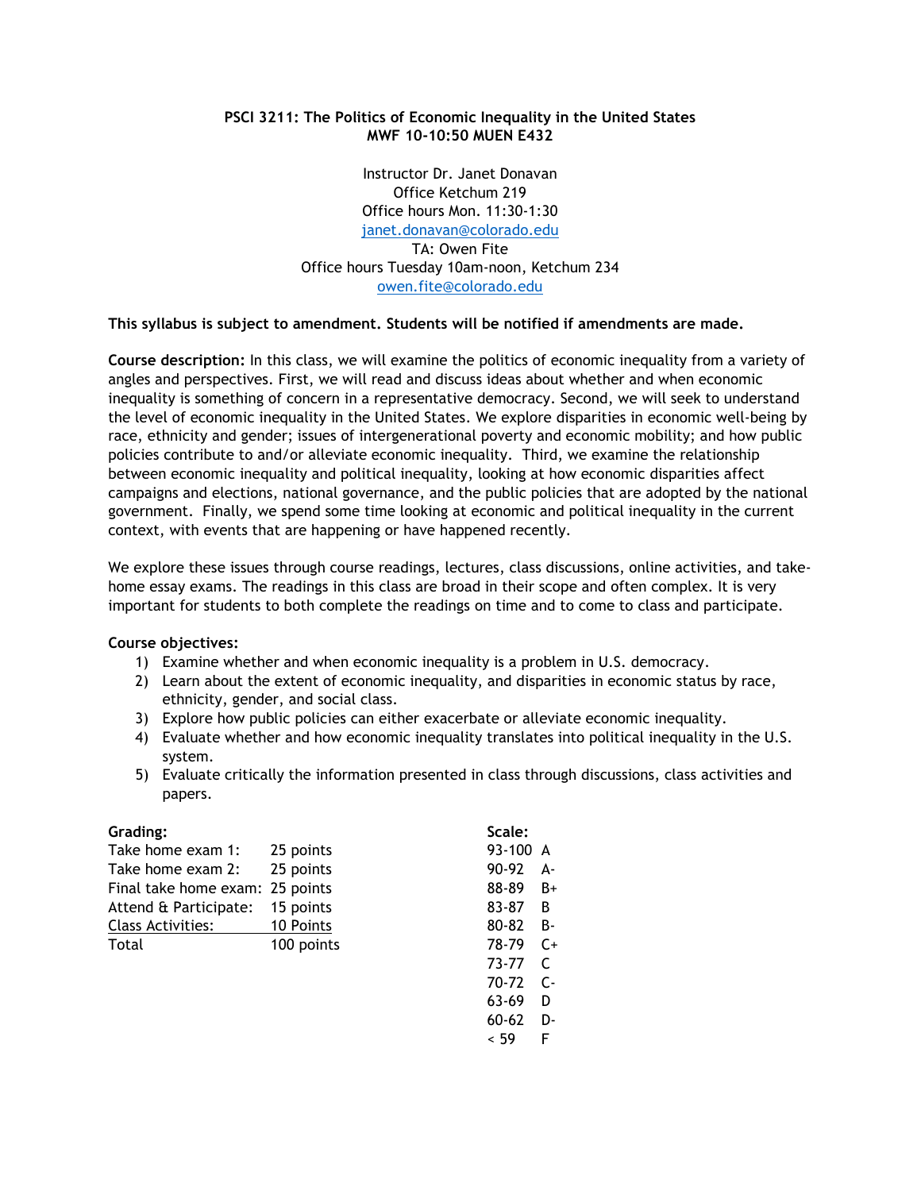**PSCI 3211: The Politics of Economic Inequality in the United States**
**MWF 10-10:50 MUEN E432**

Instructor Dr. Janet Donavan
Office Ketchum 219
Office hours Mon. 11:30-1:30
janet.donavan@colorado.edu
TA: Owen Fite
Office hours Tuesday 10am-noon, Ketchum 234
owen.fite@colorado.edu

**This syllabus is subject to amendment. Students will be notified if amendments are made.**

**Course description:** In this class, we will examine the politics of economic inequality from a variety of angles and perspectives. First, we will read and discuss ideas about whether and when economic inequality is something of concern in a representative democracy. Second, we will seek to understand the level of economic inequality in the United States. We explore disparities in economic well-being by race, ethnicity and gender; issues of intergenerational poverty and economic mobility; and how public policies contribute to and/or alleviate economic inequality. Third, we examine the relationship between economic inequality and political inequality, looking at how economic disparities affect campaigns and elections, national governance, and the public policies that are adopted by the national government. Finally, we spend some time looking at economic and political inequality in the current context, with events that are happening or have happened recently.

We explore these issues through course readings, lectures, class discussions, online activities, and take-home essay exams. The readings in this class are broad in their scope and often complex. It is very important for students to both complete the readings on time and to come to class and participate.

**Course objectives:**

1) Examine whether and when economic inequality is a problem in U.S. democracy.
2) Learn about the extent of economic inequality, and disparities in economic status by race, ethnicity, gender, and social class.
3) Explore how public policies can either exacerbate or alleviate economic inequality.
4) Evaluate whether and how economic inequality translates into political inequality in the U.S. system.
5) Evaluate critically the information presented in class through discussions, class activities and papers.

**Grading:**

| | |
|---|---|
| Take home exam 1: | 25 points |
| Take home exam 2: | 25 points |
| Final take home exam: | 25 points |
| Attend & Participate: | 15 points |
| Class Activities: | 10 Points |
| Total | 100 points |

**Scale:**

| | |
|---|---|
| 93-100 | A |
| 90-92 | A- |
| 88-89 | B+ |
| 83-87 | B |
| 80-82 | B- |
| 78-79 | C+ |
| 73-77 | C |
| 70-72 | C- |
| 63-69 | D |
| 60-62 | D- |
| < 59 | F |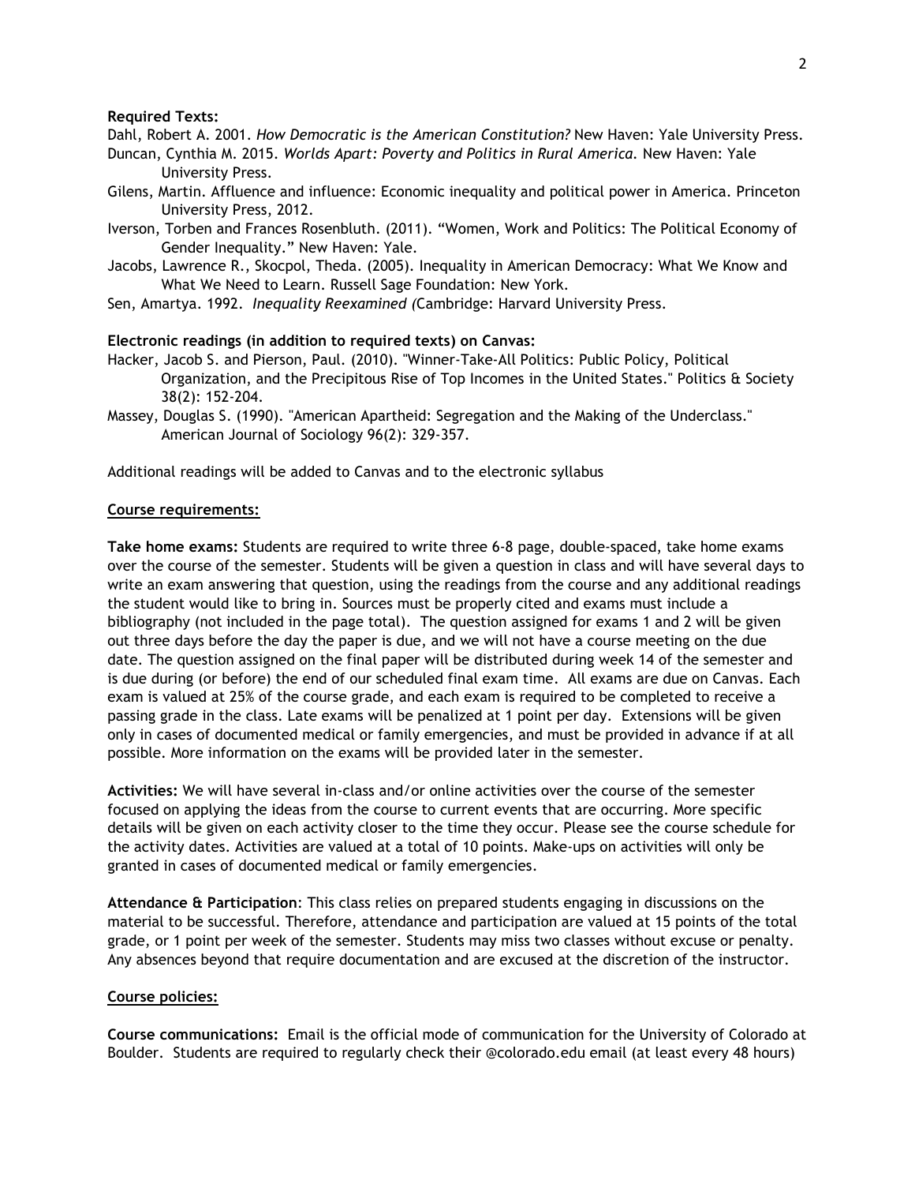**Required Texts:**

Dahl, Robert A. 2001. *How Democratic is the American Constitution?* New Haven: Yale University Press.

Duncan, Cynthia M. 2015. *Worlds Apart: Poverty and Politics in Rural America.* New Haven: Yale University Press.

Gilens, Martin. Affluence and influence: Economic inequality and political power in America. Princeton University Press, 2012.

Iverson, Torben and Frances Rosenbluth. (2011). "Women, Work and Politics: The Political Economy of Gender Inequality." New Haven: Yale.

Jacobs, Lawrence R., Skocpol, Theda. (2005). Inequality in American Democracy: What We Know and What We Need to Learn. Russell Sage Foundation: New York.

Sen, Amartya. 1992. *Inequality Reexamined (*Cambridge: Harvard University Press.

**Electronic readings (in addition to required texts) on Canvas:**

Hacker, Jacob S. and Pierson, Paul. (2010). "Winner-Take-All Politics: Public Policy, Political Organization, and the Precipitous Rise of Top Incomes in the United States." Politics & Society 38(2): 152-204.

Massey, Douglas S. (1990). "American Apartheid: Segregation and the Making of the Underclass." American Journal of Sociology 96(2): 329-357.

Additional readings will be added to Canvas and to the electronic syllabus

## Course requirements:

**Take home exams:** Students are required to write three 6-8 page, double-spaced, take home exams over the course of the semester. Students will be given a question in class and will have several days to write an exam answering that question, using the readings from the course and any additional readings the student would like to bring in. Sources must be properly cited and exams must include a bibliography (not included in the page total). The question assigned for exams 1 and 2 will be given out three days before the day the paper is due, and we will not have a course meeting on the due date. The question assigned on the final paper will be distributed during week 14 of the semester and is due during (or before) the end of our scheduled final exam time. All exams are due on Canvas. Each exam is valued at 25% of the course grade, and each exam is required to be completed to receive a passing grade in the class. Late exams will be penalized at 1 point per day. Extensions will be given only in cases of documented medical or family emergencies, and must be provided in advance if at all possible. More information on the exams will be provided later in the semester.

**Activities:** We will have several in-class and/or online activities over the course of the semester focused on applying the ideas from the course to current events that are occurring. More specific details will be given on each activity closer to the time they occur. Please see the course schedule for the activity dates. Activities are valued at a total of 10 points. Make-ups on activities will only be granted in cases of documented medical or family emergencies.

**Attendance & Participation**: This class relies on prepared students engaging in discussions on the material to be successful. Therefore, attendance and participation are valued at 15 points of the total grade, or 1 point per week of the semester. Students may miss two classes without excuse or penalty. Any absences beyond that require documentation and are excused at the discretion of the instructor.

## Course policies:

**Course communications:** Email is the official mode of communication for the University of Colorado at Boulder. Students are required to regularly check their @colorado.edu email (at least every 48 hours)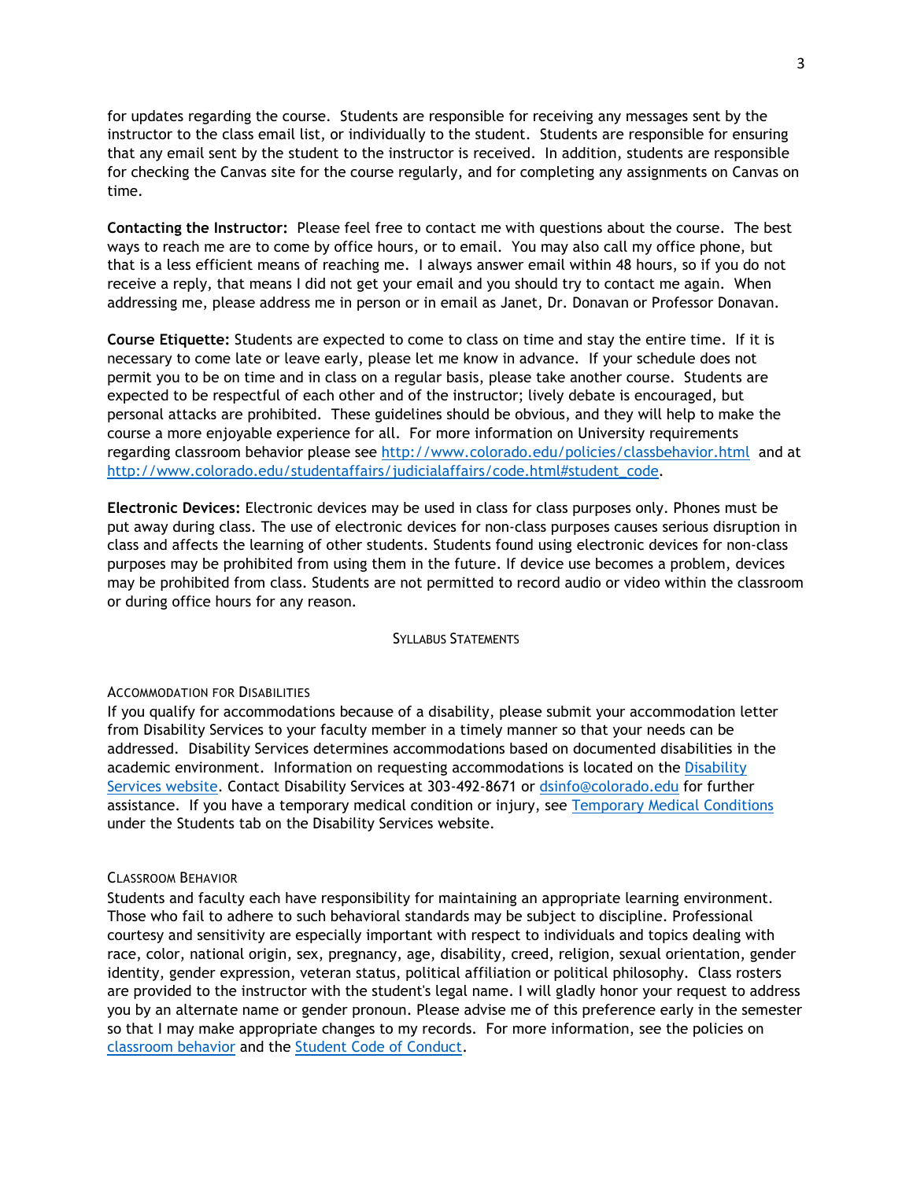for updates regarding the course. Students are responsible for receiving any messages sent by the instructor to the class email list, or individually to the student. Students are responsible for ensuring that any email sent by the student to the instructor is received. In addition, students are responsible for checking the Canvas site for the course regularly, and for completing any assignments on Canvas on time.

**Contacting the Instructor:** Please feel free to contact me with questions about the course. The best ways to reach me are to come by office hours, or to email. You may also call my office phone, but that is a less efficient means of reaching me. I always answer email within 48 hours, so if you do not receive a reply, that means I did not get your email and you should try to contact me again. When addressing me, please address me in person or in email as Janet, Dr. Donavan or Professor Donavan.

**Course Etiquette:** Students are expected to come to class on time and stay the entire time. If it is necessary to come late or leave early, please let me know in advance. If your schedule does not permit you to be on time and in class on a regular basis, please take another course. Students are expected to be respectful of each other and of the instructor; lively debate is encouraged, but personal attacks are prohibited. These guidelines should be obvious, and they will help to make the course a more enjoyable experience for all. For more information on University requirements regarding classroom behavior please see [http://www.colorado.edu/policies/classbehavior.html](http://www.colorado.edu/policies/classbehavior.html) and at [http://www.colorado.edu/studentaffairs/judicialaffairs/code.html#student_code](http://www.colorado.edu/studentaffairs/judicialaffairs/code.html#student_code).

**Electronic Devices:** Electronic devices may be used in class for class purposes only. Phones must be put away during class. The use of electronic devices for non-class purposes causes serious disruption in class and affects the learning of other students. Students found using electronic devices for non-class purposes may be prohibited from using them in the future. If device use becomes a problem, devices may be prohibited from class. Students are not permitted to record audio or video within the classroom or during office hours for any reason.

## Syllabus Statements

### Accommodation for Disabilities

If you qualify for accommodations because of a disability, please submit your accommodation letter from Disability Services to your faculty member in a timely manner so that your needs can be addressed. Disability Services determines accommodations based on documented disabilities in the academic environment. Information on requesting accommodations is located on the Disability Services website. Contact Disability Services at 303-492-8671 or dsinfo@colorado.edu for further assistance. If you have a temporary medical condition or injury, see Temporary Medical Conditions under the Students tab on the Disability Services website.

### Classroom Behavior

Students and faculty each have responsibility for maintaining an appropriate learning environment. Those who fail to adhere to such behavioral standards may be subject to discipline. Professional courtesy and sensitivity are especially important with respect to individuals and topics dealing with race, color, national origin, sex, pregnancy, age, disability, creed, religion, sexual orientation, gender identity, gender expression, veteran status, political affiliation or political philosophy. Class rosters are provided to the instructor with the student's legal name. I will gladly honor your request to address you by an alternate name or gender pronoun. Please advise me of this preference early in the semester so that I may make appropriate changes to my records. For more information, see the policies on classroom behavior and the Student Code of Conduct.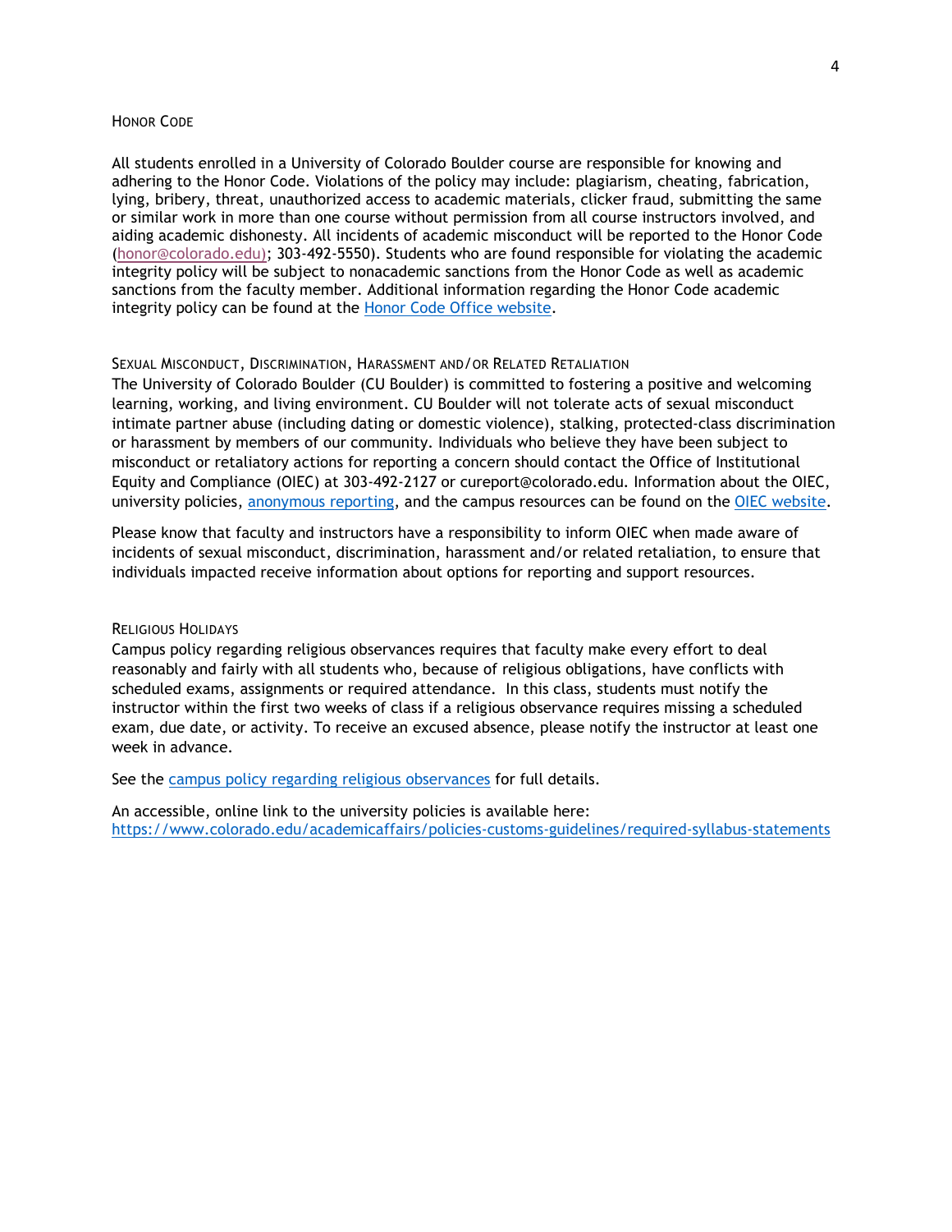### Honor Code

All students enrolled in a University of Colorado Boulder course are responsible for knowing and adhering to the Honor Code. Violations of the policy may include: plagiarism, cheating, fabrication, lying, bribery, threat, unauthorized access to academic materials, clicker fraud, submitting the same or similar work in more than one course without permission from all course instructors involved, and aiding academic dishonesty. All incidents of academic misconduct will be reported to the Honor Code (honor@colorado.edu); 303-492-5550). Students who are found responsible for violating the academic integrity policy will be subject to nonacademic sanctions from the Honor Code as well as academic sanctions from the faculty member. Additional information regarding the Honor Code academic integrity policy can be found at the Honor Code Office website.

### Sexual Misconduct, Discrimination, Harassment and/or Related Retaliation

The University of Colorado Boulder (CU Boulder) is committed to fostering a positive and welcoming learning, working, and living environment. CU Boulder will not tolerate acts of sexual misconduct intimate partner abuse (including dating or domestic violence), stalking, protected-class discrimination or harassment by members of our community. Individuals who believe they have been subject to misconduct or retaliatory actions for reporting a concern should contact the Office of Institutional Equity and Compliance (OIEC) at 303-492-2127 or cureport@colorado.edu. Information about the OIEC, university policies, anonymous reporting, and the campus resources can be found on the OIEC website.

Please know that faculty and instructors have a responsibility to inform OIEC when made aware of incidents of sexual misconduct, discrimination, harassment and/or related retaliation, to ensure that individuals impacted receive information about options for reporting and support resources.

### Religious Holidays

Campus policy regarding religious observances requires that faculty make every effort to deal reasonably and fairly with all students who, because of religious obligations, have conflicts with scheduled exams, assignments or required attendance. In this class, students must notify the instructor within the first two weeks of class if a religious observance requires missing a scheduled exam, due date, or activity. To receive an excused absence, please notify the instructor at least one week in advance.

See the campus policy regarding religious observances for full details.

An accessible, online link to the university policies is available here:
https://www.colorado.edu/academicaffairs/policies-customs-guidelines/required-syllabus-statements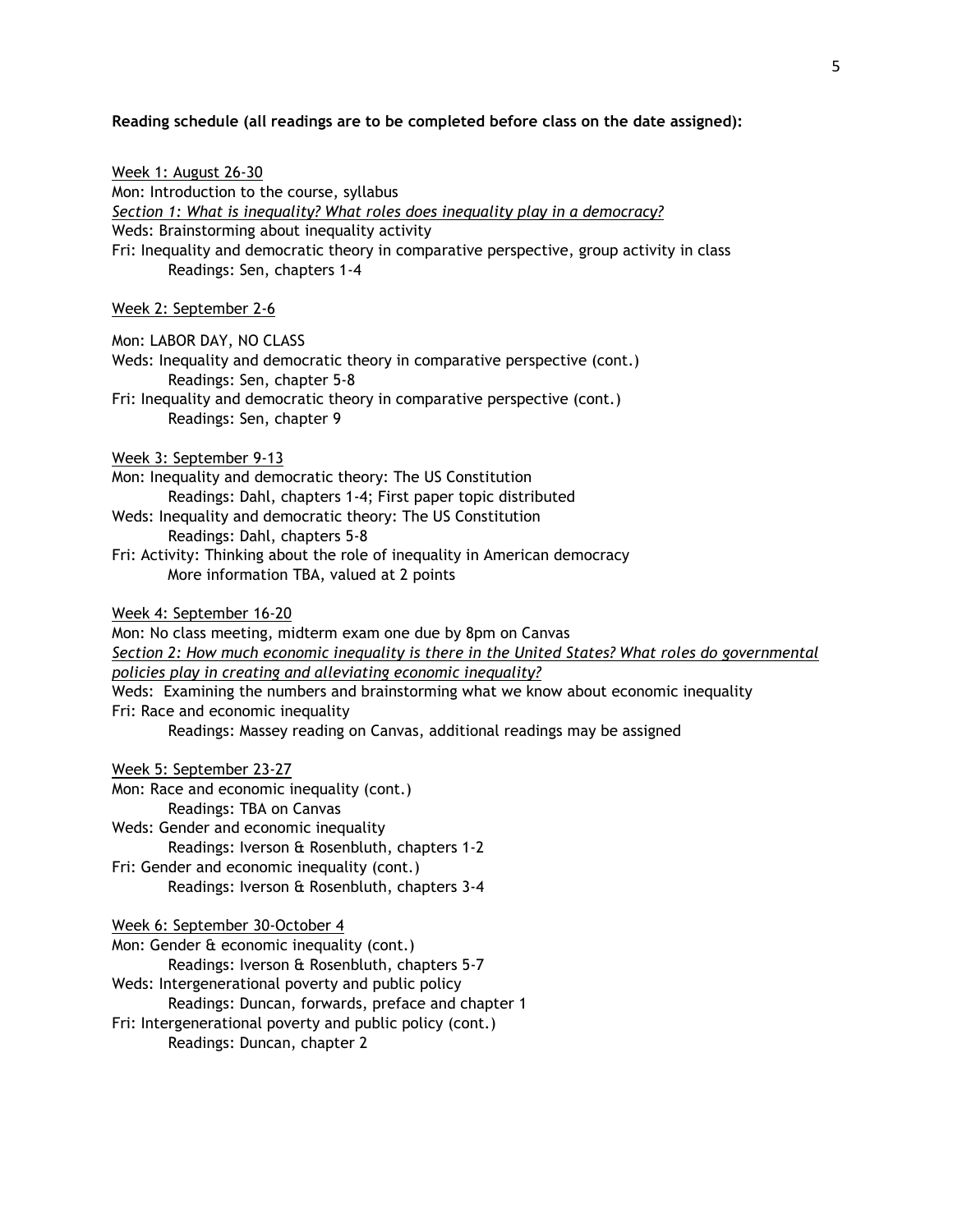**Reading schedule (all readings are to be completed before class on the date assigned):**

<u>Week 1: August 26-30</u>

Mon: Introduction to the course, syllabus

*<u>Section 1: What is inequality? What roles does inequality play in a democracy?</u>*

Weds: Brainstorming about inequality activity

Fri: Inequality and democratic theory in comparative perspective, group activity in class
  Readings: Sen, chapters 1-4

<u>Week 2: September 2-6</u>

Mon: LABOR DAY, NO CLASS

Weds: Inequality and democratic theory in comparative perspective (cont.)
  Readings: Sen, chapter 5-8

Fri: Inequality and democratic theory in comparative perspective (cont.)
  Readings: Sen, chapter 9

<u>Week 3: September 9-13</u>

Mon: Inequality and democratic theory: The US Constitution
  Readings: Dahl, chapters 1-4; First paper topic distributed

Weds: Inequality and democratic theory: The US Constitution
  Readings: Dahl, chapters 5-8

Fri: Activity: Thinking about the role of inequality in American democracy
  More information TBA, valued at 2 points

<u>Week 4: September 16-20</u>

Mon: No class meeting, midterm exam one due by 8pm on Canvas

*<u>Section 2: How much economic inequality is there in the United States? What roles do governmental policies play in creating and alleviating economic inequality?</u>*

Weds: Examining the numbers and brainstorming what we know about economic inequality

Fri: Race and economic inequality
  Readings: Massey reading on Canvas, additional readings may be assigned

<u>Week 5: September 23-27</u>

Mon: Race and economic inequality (cont.)
  Readings: TBA on Canvas

Weds: Gender and economic inequality
  Readings: Iverson & Rosenbluth, chapters 1-2

Fri: Gender and economic inequality (cont.)
  Readings: Iverson & Rosenbluth, chapters 3-4

<u>Week 6: September 30-October 4</u>

Mon: Gender & economic inequality (cont.)
  Readings: Iverson & Rosenbluth, chapters 5-7

Weds: Intergenerational poverty and public policy
  Readings: Duncan, forwards, preface and chapter 1

Fri: Intergenerational poverty and public policy (cont.)
  Readings: Duncan, chapter 2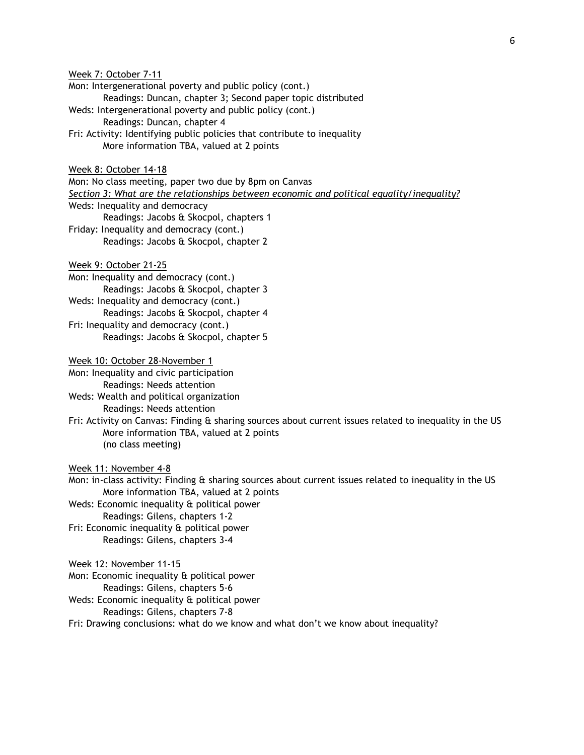Week 7: October 7-11

Mon: Intergenerational poverty and public policy (cont.)
    Readings: Duncan, chapter 3; Second paper topic distributed

Weds: Intergenerational poverty and public policy (cont.)
    Readings: Duncan, chapter 4

Fri: Activity: Identifying public policies that contribute to inequality
    More information TBA, valued at 2 points

Week 8: October 14-18

Mon: No class meeting, paper two due by 8pm on Canvas

*Section 3: What are the relationships between economic and political equality/inequality?*

Weds: Inequality and democracy
    Readings: Jacobs & Skocpol, chapters 1

Friday: Inequality and democracy (cont.)
    Readings: Jacobs & Skocpol, chapter 2

Week 9: October 21-25

Mon: Inequality and democracy (cont.)
    Readings: Jacobs & Skocpol, chapter 3

Weds: Inequality and democracy (cont.)
    Readings: Jacobs & Skocpol, chapter 4

Fri: Inequality and democracy (cont.)
    Readings: Jacobs & Skocpol, chapter 5

Week 10: October 28-November 1

Mon: Inequality and civic participation
    Readings: Needs attention

Weds: Wealth and political organization
    Readings: Needs attention

Fri: Activity on Canvas: Finding & sharing sources about current issues related to inequality in the US
    More information TBA, valued at 2 points
    (no class meeting)

Week 11: November 4-8

Mon: in-class activity: Finding & sharing sources about current issues related to inequality in the US
    More information TBA, valued at 2 points

Weds: Economic inequality & political power
    Readings: Gilens, chapters 1-2

Fri: Economic inequality & political power
    Readings: Gilens, chapters 3-4

Week 12: November 11-15

Mon: Economic inequality & political power
    Readings: Gilens, chapters 5-6

Weds: Economic inequality & political power
    Readings: Gilens, chapters 7-8

Fri: Drawing conclusions: what do we know and what don't we know about inequality?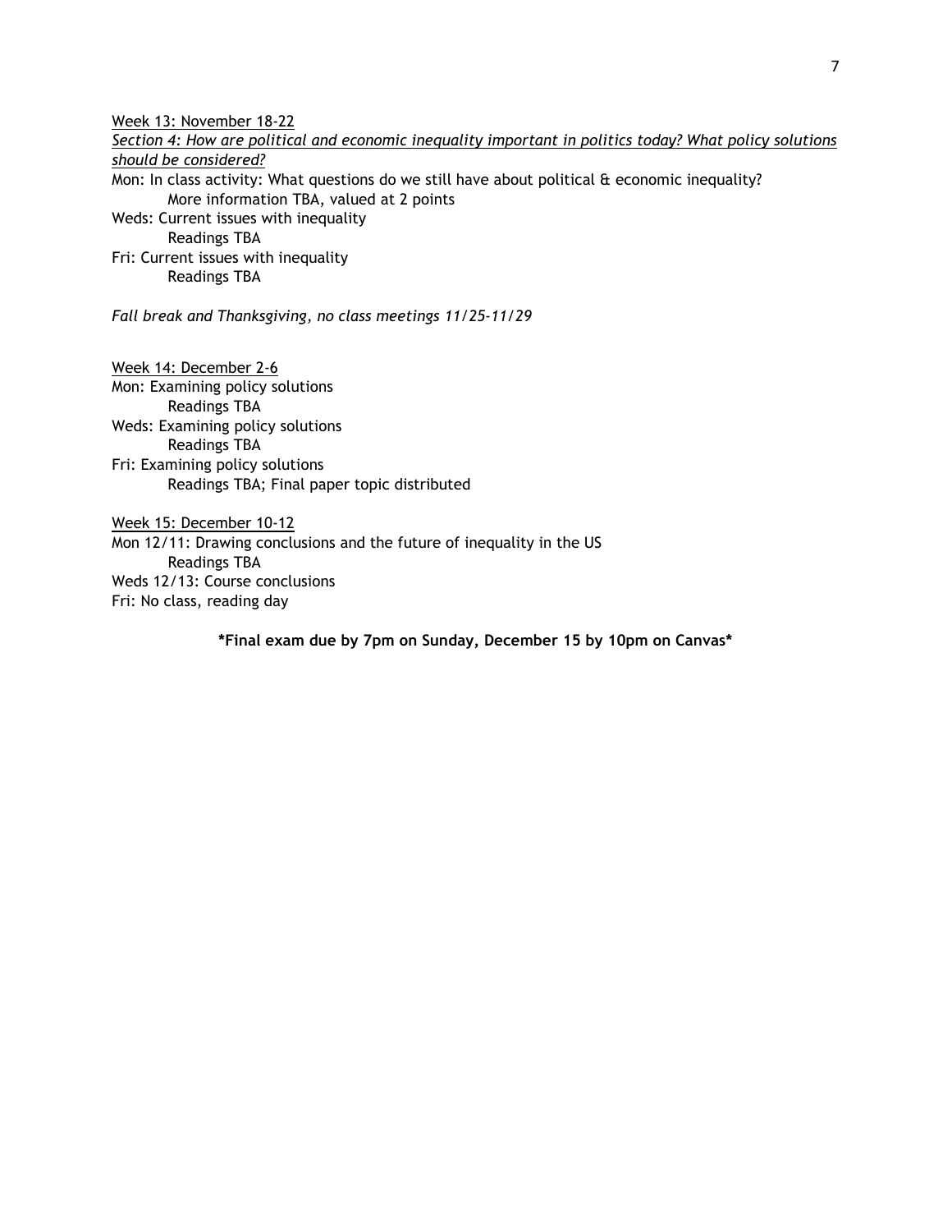<u>Week 13: November 18-22</u>

*<u>Section 4: How are political and economic inequality important in politics today? What policy solutions should be considered?</u>*

Mon: In class activity: What questions do we still have about political & economic inequality?
    More information TBA, valued at 2 points

Weds: Current issues with inequality
    Readings TBA

Fri: Current issues with inequality
    Readings TBA

*Fall break and Thanksgiving, no class meetings 11/25-11/29*

<u>Week 14: December 2-6</u>

Mon: Examining policy solutions
    Readings TBA

Weds: Examining policy solutions
    Readings TBA

Fri: Examining policy solutions
    Readings TBA; Final paper topic distributed

<u>Week 15: December 10-12</u>

Mon 12/11: Drawing conclusions and the future of inequality in the US
    Readings TBA

Weds 12/13: Course conclusions

Fri: No class, reading day

**\*Final exam due by 7pm on Sunday, December 15 by 10pm on Canvas\***